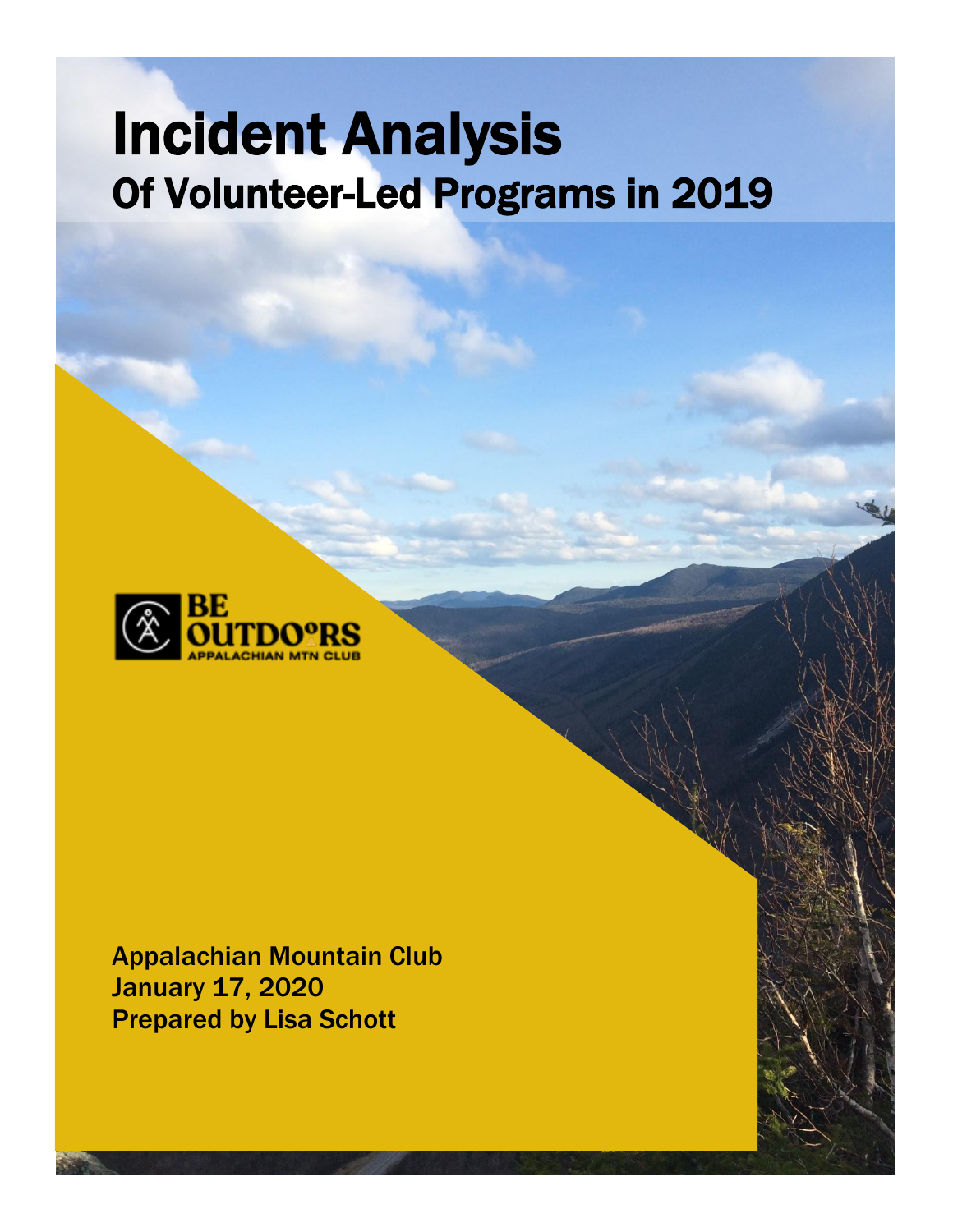# Incident Analysis

## Of Volunteer-Led Programs in 2019

BE OUTDOORS
APPALACHIAN MTN CLUB

**Appalachian Mountain Club**
**January 17, 2020**
**Prepared by Lisa Schott**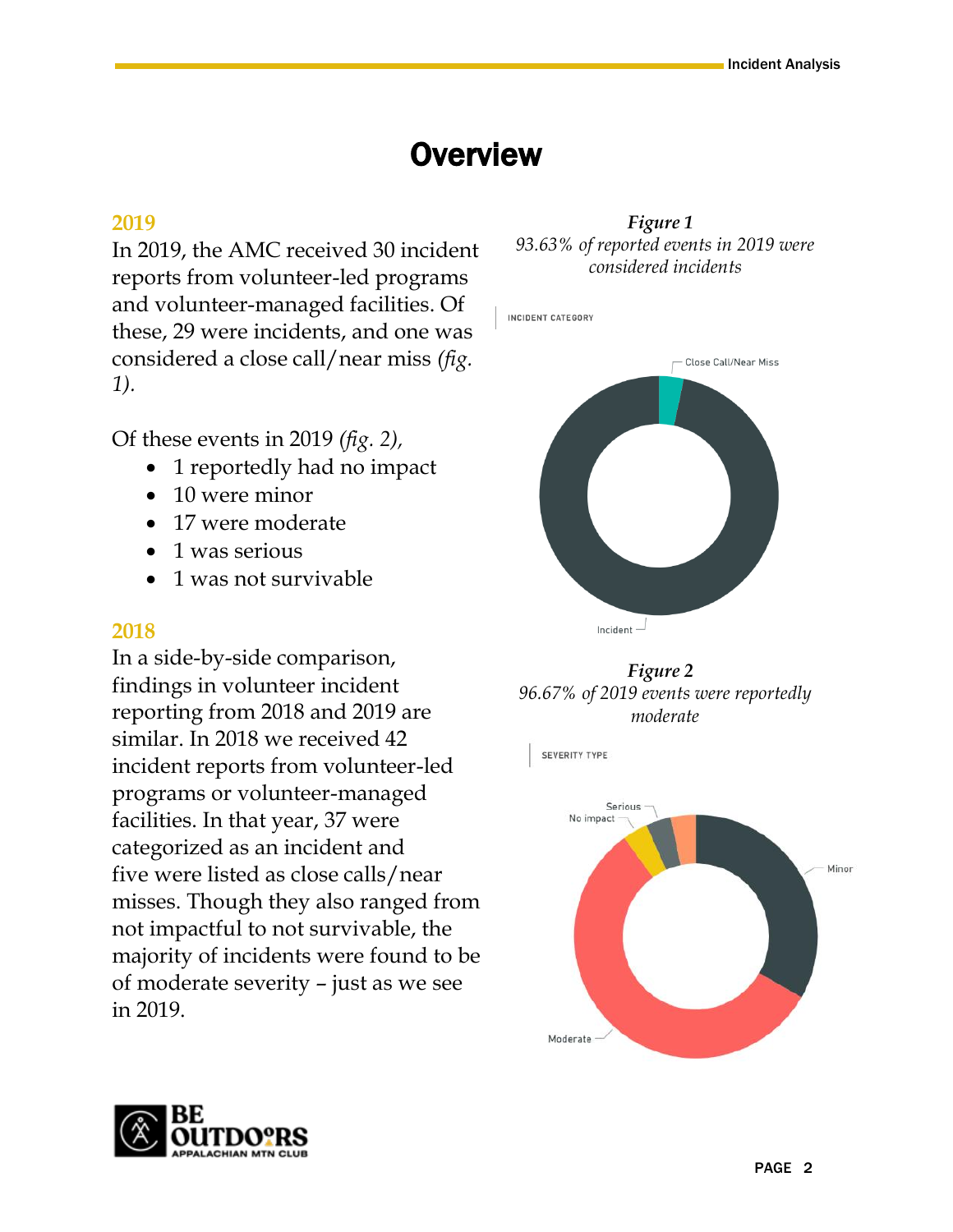# Overview

### 2019

In 2019, the AMC received 30 incident reports from volunteer-led programs and volunteer-managed facilities. Of these, 29 were incidents, and one was considered a close call/near miss *(fig. 1).*

Of these events in 2019 *(fig. 2),*

- 1 reportedly had no impact
- 10 were minor
- 17 were moderate
- 1 was serious
- 1 was not survivable

### 2018

In a side-by-side comparison, findings in volunteer incident reporting from 2018 and 2019 are similar. In 2018 we received 42 incident reports from volunteer-led programs or volunteer-managed facilities. In that year, 37 were categorized as an incident and five were listed as close calls/near misses. Though they also ranged from not impactful to not survivable, the majority of incidents were found to be of moderate severity – just as we see in 2019.

***Figure 1***

*93.63% of reported events in 2019 were considered incidents*

INCIDENT CATEGORY

Close Call/Near Miss

Incident

***Figure 2***

*96.67% of 2019 events were reportedly moderate*

SEVERITY TYPE

Serious

No impact

Minor

Moderate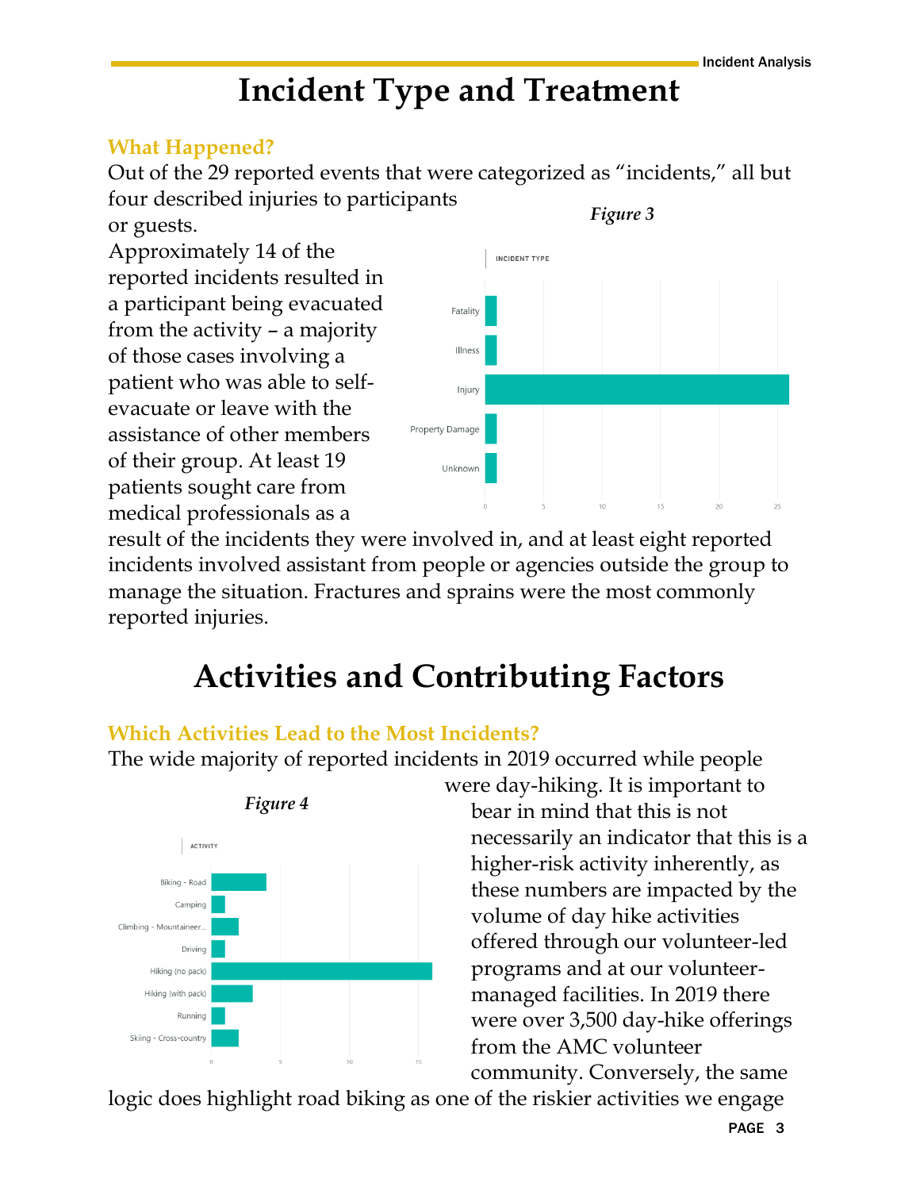# Incident Type and Treatment

### What Happened?

Out of the 29 reported events that were categorized as "incidents," all but four described injuries to participants or guests.

*Figure 3*

Approximately 14 of the reported incidents resulted in a participant being evacuated from the activity – a majority of those cases involving a patient who was able to self-evacuate or leave with the assistance of other members of their group. At least 19 patients sought care from medical professionals as a result of the incidents they were involved in, and at least eight reported incidents involved assistant from people or agencies outside the group to manage the situation. Fractures and sprains were the most commonly reported injuries.

# Activities and Contributing Factors

### Which Activities Lead to the Most Incidents?

The wide majority of reported incidents in 2019 occurred while people were day-hiking. It is important to bear in mind that this is not necessarily an indicator that this is a higher-risk activity inherently, as these numbers are impacted by the volume of day hike activities offered through our volunteer-led programs and at our volunteer-managed facilities. In 2019 there were over 3,500 day-hike offerings from the AMC volunteer community. Conversely, the same logic does highlight road biking as one of the riskier activities we engage

*Figure 4*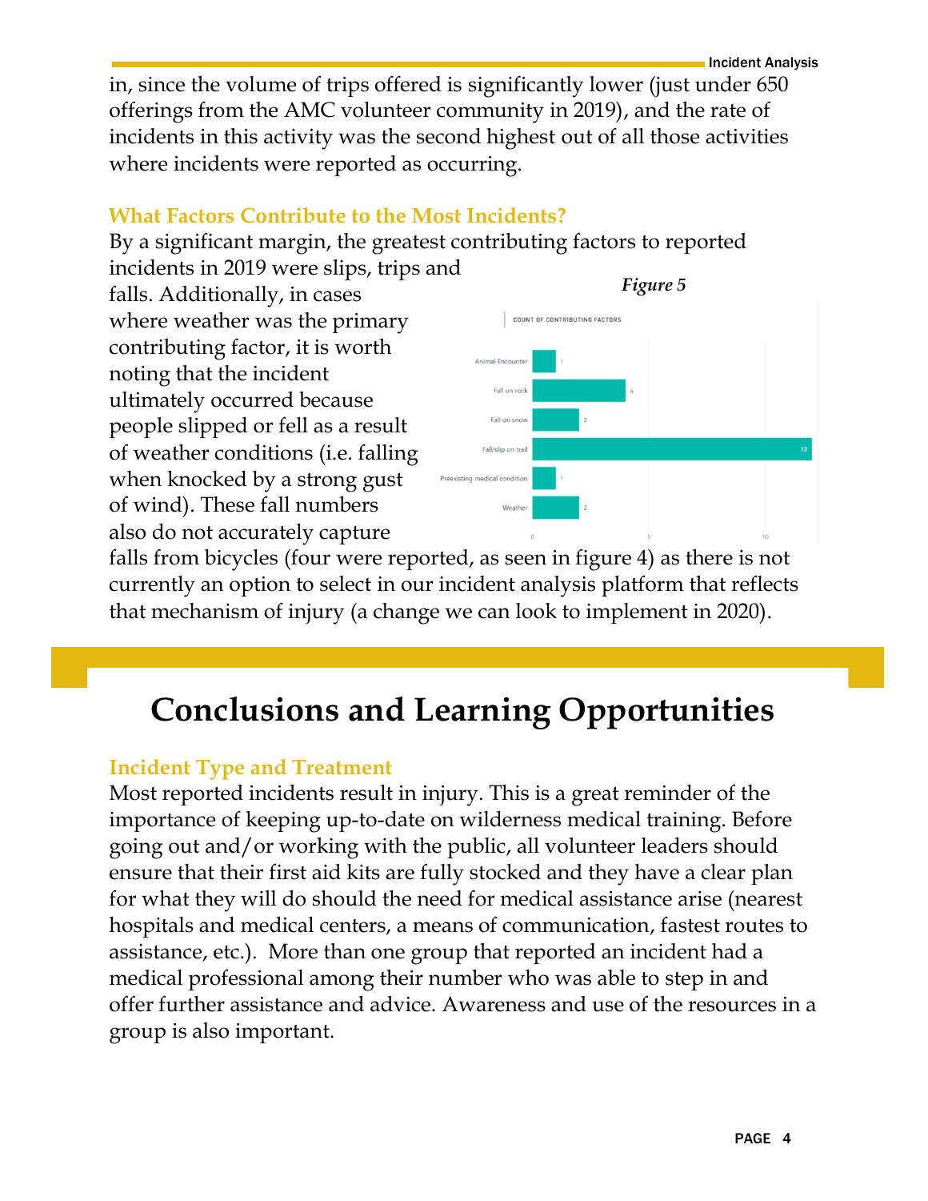in, since the volume of trips offered is significantly lower (just under 650 offerings from the AMC volunteer community in 2019), and the rate of incidents in this activity was the second highest out of all those activities where incidents were reported as occurring.

### What Factors Contribute to the Most Incidents?

By a significant margin, the greatest contributing factors to reported incidents in 2019 were slips, trips and falls. Additionally, in cases where weather was the primary contributing factor, it is worth noting that the incident ultimately occurred because people slipped or fell as a result of weather conditions (i.e. falling when knocked by a strong gust of wind). These fall numbers also do not accurately capture falls from bicycles (four were reported, as seen in figure 4) as there is not currently an option to select in our incident analysis platform that reflects that mechanism of injury (a change we can look to implement in 2020).

*Figure 5*

COUNT OF CONTRIBUTING FACTORS

| Contributing Factor | Count |
|---|---|
| Animal Encounter | 1 |
| Fall on rock | 4 |
| Fall on snow | 2 |
| Fall/slip on trail | 12 |
| Preexisting medical condition | 1 |
| Weather | 2 |

# Conclusions and Learning Opportunities

### Incident Type and Treatment

Most reported incidents result in injury. This is a great reminder of the importance of keeping up-to-date on wilderness medical training. Before going out and/or working with the public, all volunteer leaders should ensure that their first aid kits are fully stocked and they have a clear plan for what they will do should the need for medical assistance arise (nearest hospitals and medical centers, a means of communication, fastest routes to assistance, etc.). More than one group that reported an incident had a medical professional among their number who was able to step in and offer further assistance and advice. Awareness and use of the resources in a group is also important.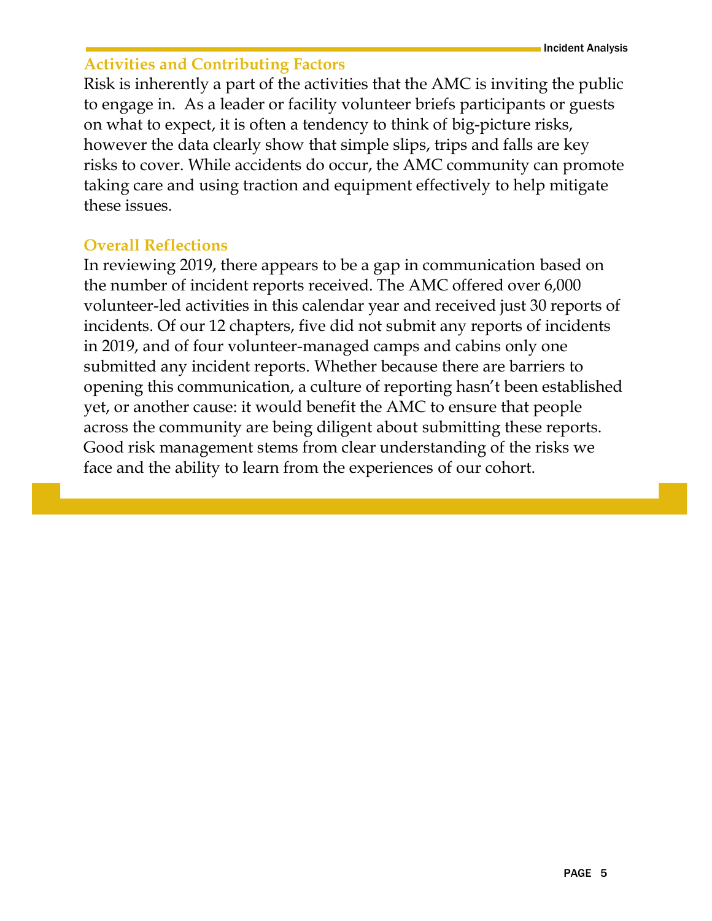## Activities and Contributing Factors

Risk is inherently a part of the activities that the AMC is inviting the public to engage in.  As a leader or facility volunteer briefs participants or guests on what to expect, it is often a tendency to think of big-picture risks, however the data clearly show that simple slips, trips and falls are key risks to cover. While accidents do occur, the AMC community can promote taking care and using traction and equipment effectively to help mitigate these issues.

## Overall Reflections

In reviewing 2019, there appears to be a gap in communication based on the number of incident reports received. The AMC offered over 6,000 volunteer-led activities in this calendar year and received just 30 reports of incidents. Of our 12 chapters, five did not submit any reports of incidents in 2019, and of four volunteer-managed camps and cabins only one submitted any incident reports. Whether because there are barriers to opening this communication, a culture of reporting hasn't been established yet, or another cause: it would benefit the AMC to ensure that people across the community are being diligent about submitting these reports. Good risk management stems from clear understanding of the risks we face and the ability to learn from the experiences of our cohort.